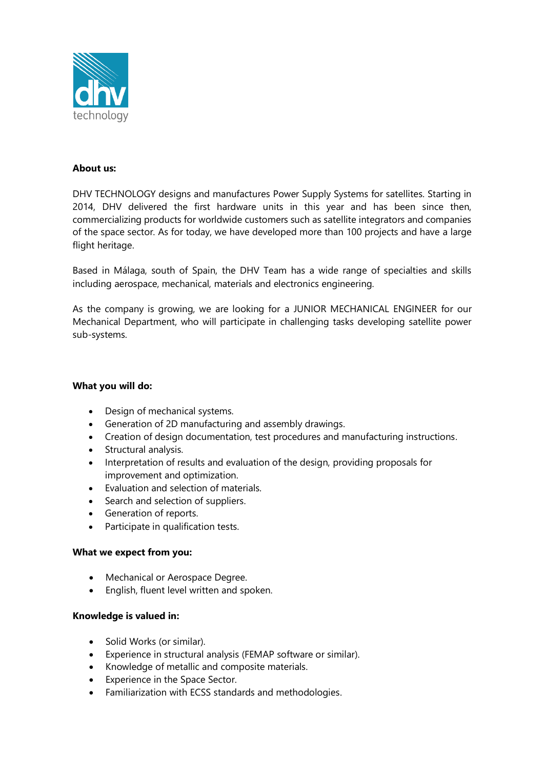**About us:**

DHV TECHNOLOGY designs and manufactures Power Supply Systems for satellites. Starting in 2014, DHV delivered the first hardware units in this year and has been since then, commercializing products for worldwide customers such as satellite integrators and companies of the space sector. As for today, we have developed more than 100 projects and have a large flight heritage.

Based in Málaga, south of Spain, the DHV Team has a wide range of specialties and skills including aerospace, mechanical, materials and electronics engineering.

As the company is growing, we are looking for a JUNIOR MECHANICAL ENGINEER for our Mechanical Department, who will participate in challenging tasks developing satellite power sub-systems.

**What you will do:**

- Design of mechanical systems.
- Generation of 2D manufacturing and assembly drawings.
- Creation of design documentation, test procedures and manufacturing instructions.
- Structural analysis.
- Interpretation of results and evaluation of the design, providing proposals for improvement and optimization.
- Evaluation and selection of materials.
- Search and selection of suppliers.
- Generation of reports.
- Participate in qualification tests.

**What we expect from you:**

- Mechanical or Aerospace Degree.
- English, fluent level written and spoken.

**Knowledge is valued in:**

- Solid Works (or similar).
- Experience in structural analysis (FEMAP software or similar).
- Knowledge of metallic and composite materials.
- Experience in the Space Sector.
- Familiarization with ECSS standards and methodologies.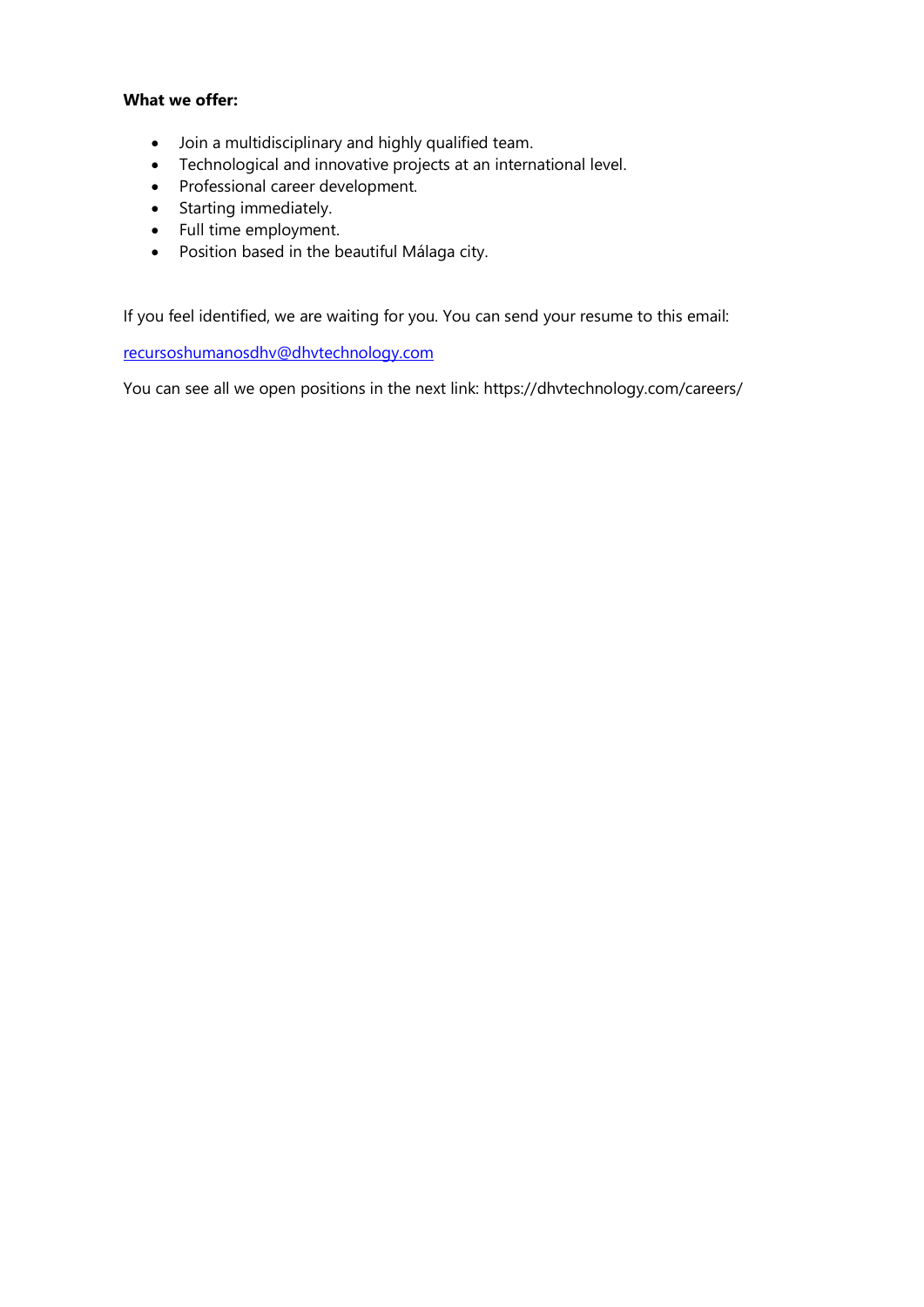**What we offer:**

- Join a multidisciplinary and highly qualified team.
- Technological and innovative projects at an international level.
- Professional career development.
- Starting immediately.
- Full time employment.
- Position based in the beautiful Málaga city.

If you feel identified, we are waiting for you. You can send your resume to this email:

recursoshumanosdhv@dhvtechnology.com

You can see all we open positions in the next link: https://dhvtechnology.com/careers/